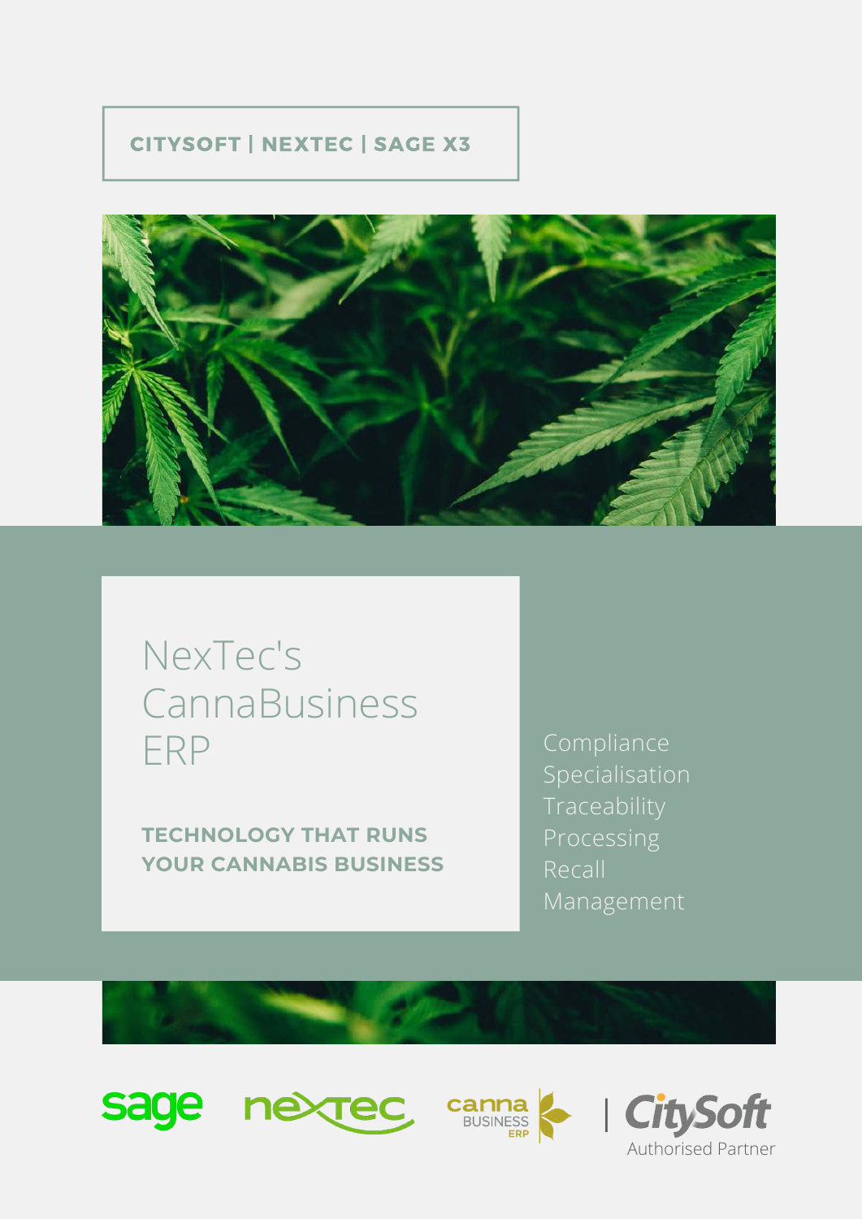**CITYSOFT | NEXTEC | SAGE X3**

# NexTec's CannaBusiness ERP

**TECHNOLOGY THAT RUNS YOUR CANNABIS BUSINESS**

Compliance
Specialisation
Traceability
Processing
Recall
Management

sage | nextec | canna BUSINESS ERP | CitySoft Authorised Partner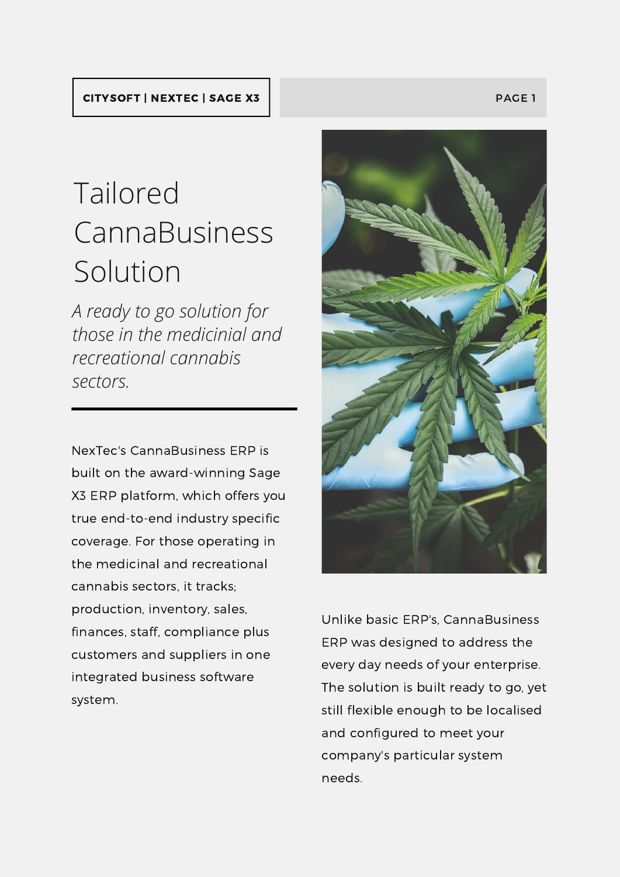# Tailored CannaBusiness Solution

*A ready to go solution for those in the medicinial and recreational cannabis sectors.*

NexTec's CannaBusiness ERP is built on the award-winning Sage X3 ERP platform, which offers you true end-to-end industry specific coverage. For those operating in the medicinal and recreational cannabis sectors, it tracks; production, inventory, sales, finances, staff, compliance plus customers and suppliers in one integrated business software system.

Unlike basic ERP's, CannaBusiness ERP was designed to address the every day needs of your enterprise. The solution is built ready to go, yet still flexible enough to be localised and configured to meet your company's particular system needs.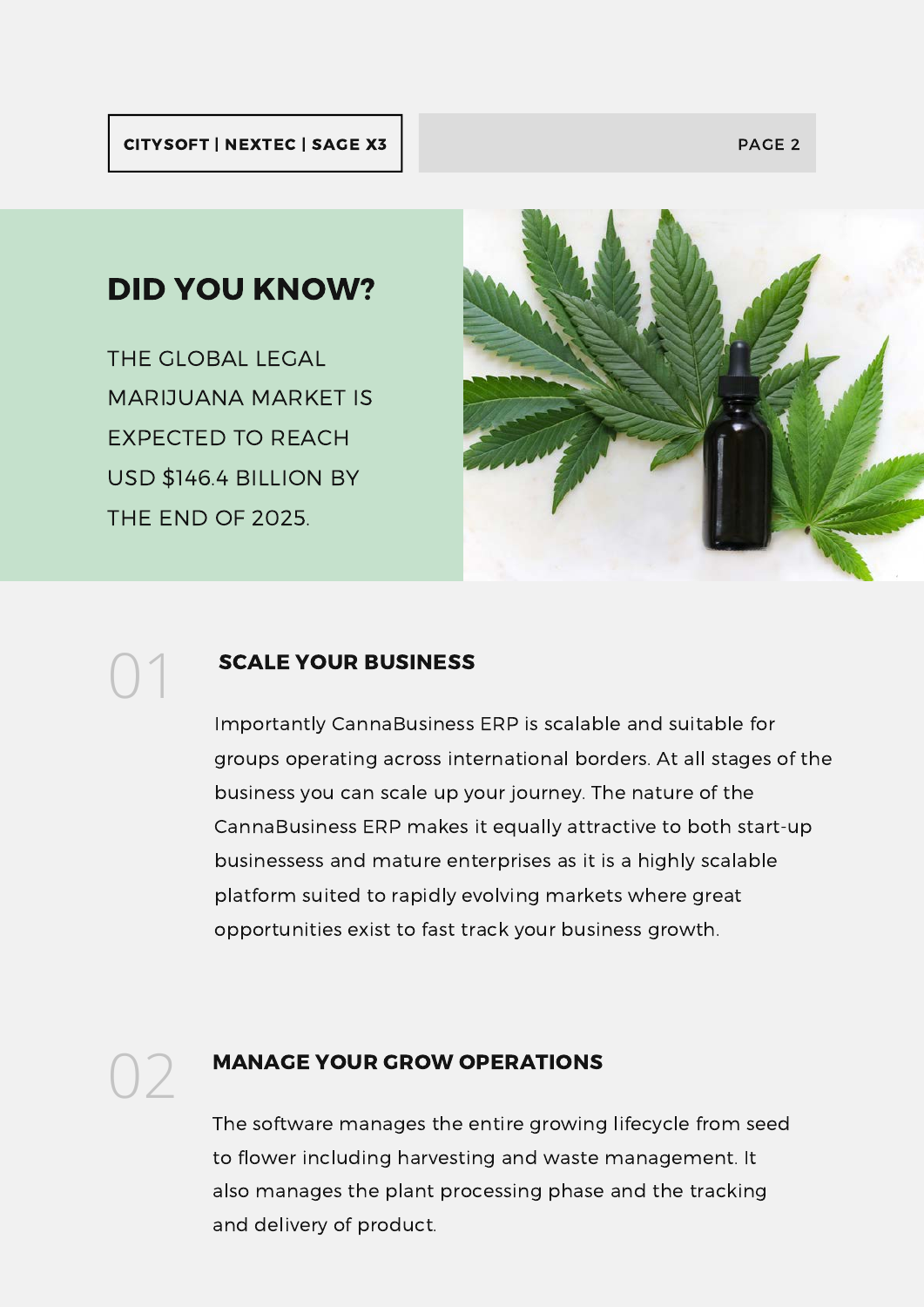## DID YOU KNOW?

THE GLOBAL LEGAL MARIJUANA MARKET IS EXPECTED TO REACH USD $146.4 BILLION BY THE END OF 2025.

### 01 SCALE YOUR BUSINESS

Importantly CannaBusiness ERP is scalable and suitable for groups operating across international borders. At all stages of the business you can scale up your journey. The nature of the CannaBusiness ERP makes it equally attractive to both start-up businessess and mature enterprises as it is a highly scalable platform suited to rapidly evolving markets where great opportunities exist to fast track your business growth.

### 02 MANAGE YOUR GROW OPERATIONS

The software manages the entire growing lifecycle from seed to flower including harvesting and waste management. It also manages the plant processing phase and the tracking and delivery of product.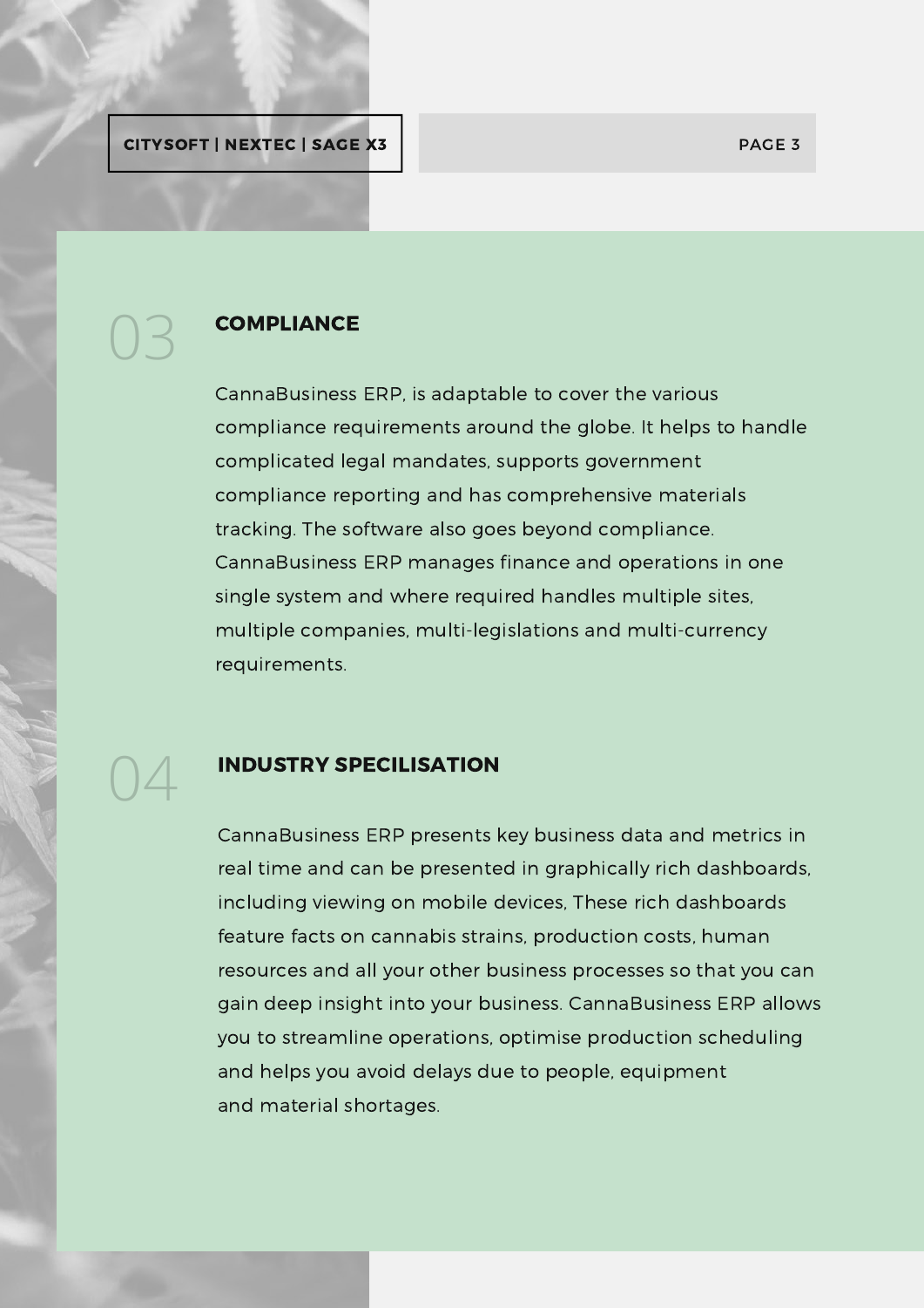## 03 COMPLIANCE

CannaBusiness ERP, is adaptable to cover the various compliance requirements around the globe. It helps to handle complicated legal mandates, supports government compliance reporting and has comprehensive materials tracking. The software also goes beyond compliance. CannaBusiness ERP manages finance and operations in one single system and where required handles multiple sites, multiple companies, multi-legislations and multi-currency requirements.

## 04 INDUSTRY SPECILISATION

CannaBusiness ERP presents key business data and metrics in real time and can be presented in graphically rich dashboards, including viewing on mobile devices, These rich dashboards feature facts on cannabis strains, production costs, human resources and all your other business processes so that you can gain deep insight into your business. CannaBusiness ERP allows you to streamline operations, optimise production scheduling and helps you avoid delays due to people, equipment and material shortages.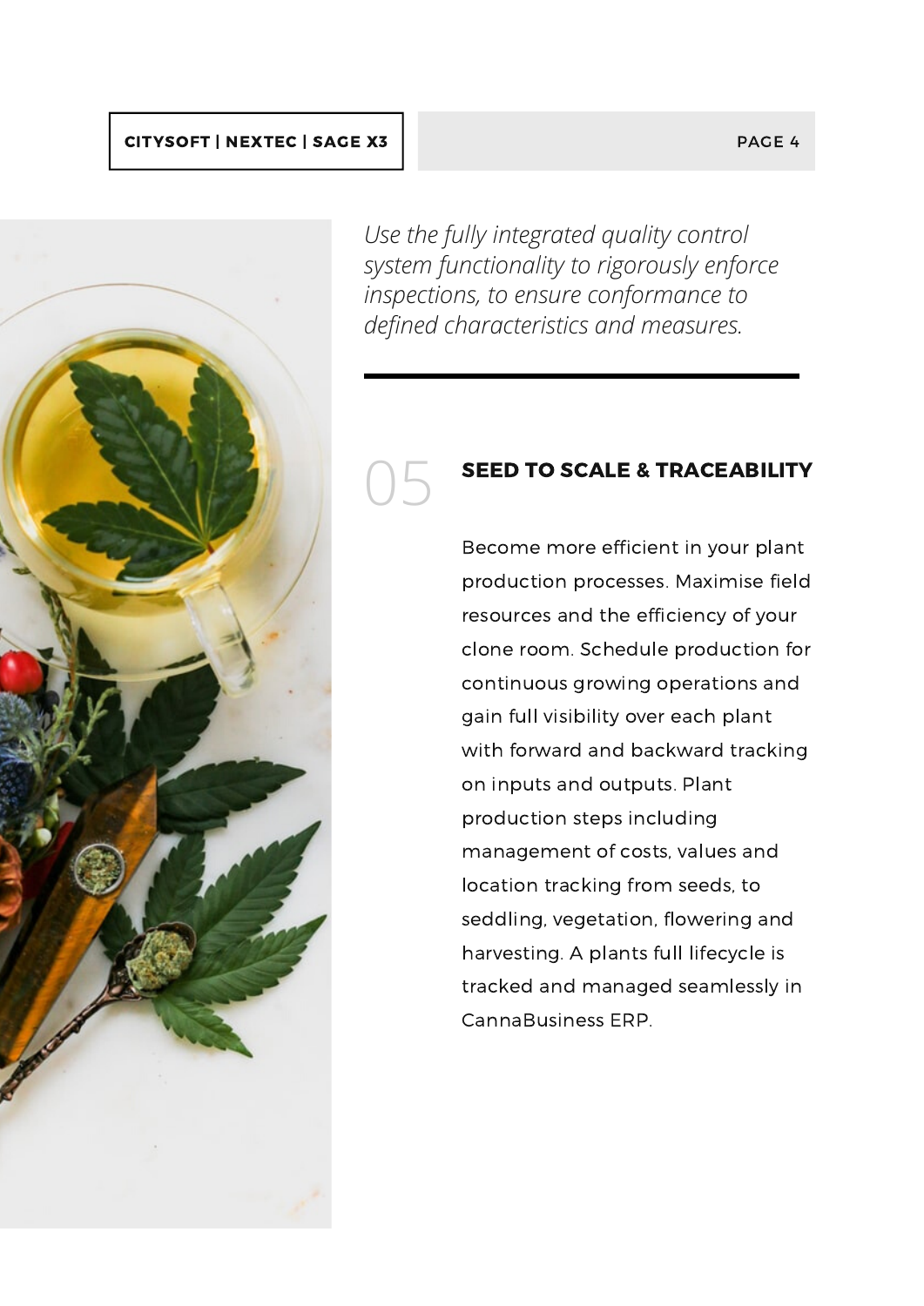*Use the fully integrated quality control system functionality to rigorously enforce inspections, to ensure conformance to defined characteristics and measures.*

---

## 05 SEED TO SCALE & TRACEABILITY

Become more efficient in your plant production processes. Maximise field resources and the efficiency of your clone room. Schedule production for continuous growing operations and gain full visibility over each plant with forward and backward tracking on inputs and outputs. Plant production steps including management of costs, values and location tracking from seeds, to seddling, vegetation, flowering and harvesting. A plants full lifecycle is tracked and managed seamlessly in CannaBusiness ERP.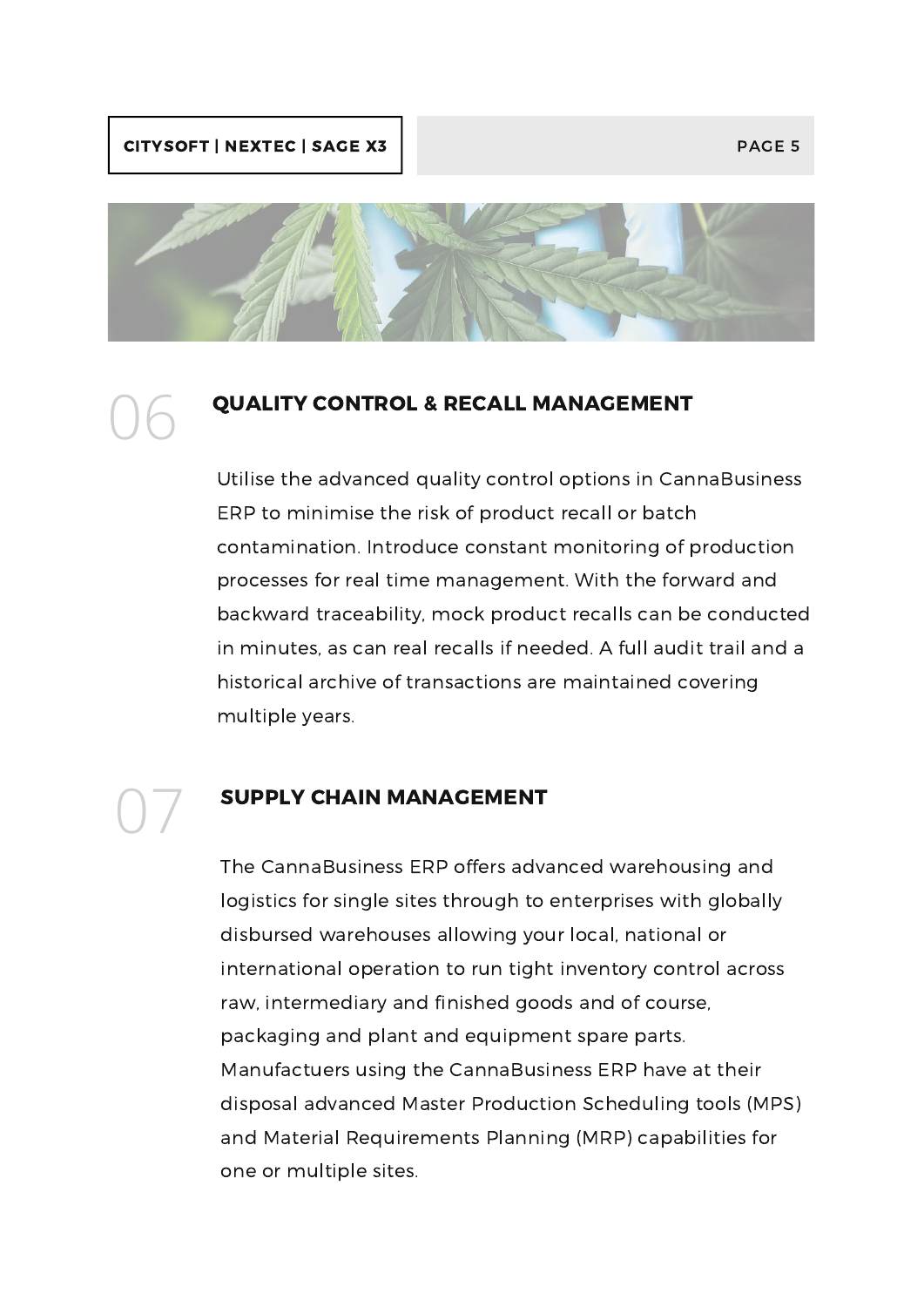## 06 QUALITY CONTROL & RECALL MANAGEMENT

Utilise the advanced quality control options in CannaBusiness ERP to minimise the risk of product recall or batch contamination. Introduce constant monitoring of production processes for real time management. With the forward and backward traceability, mock product recalls can be conducted in minutes, as can real recalls if needed. A full audit trail and a historical archive of transactions are maintained covering multiple years.

## 07 SUPPLY CHAIN MANAGEMENT

The CannaBusiness ERP offers advanced warehousing and logistics for single sites through to enterprises with globally disbursed warehouses allowing your local, national or international operation to run tight inventory control across raw, intermediary and finished goods and of course, packaging and plant and equipment spare parts. Manufactuers using the CannaBusiness ERP have at their disposal advanced Master Production Scheduling tools (MPS) and Material Requirements Planning (MRP) capabilities for one or multiple sites.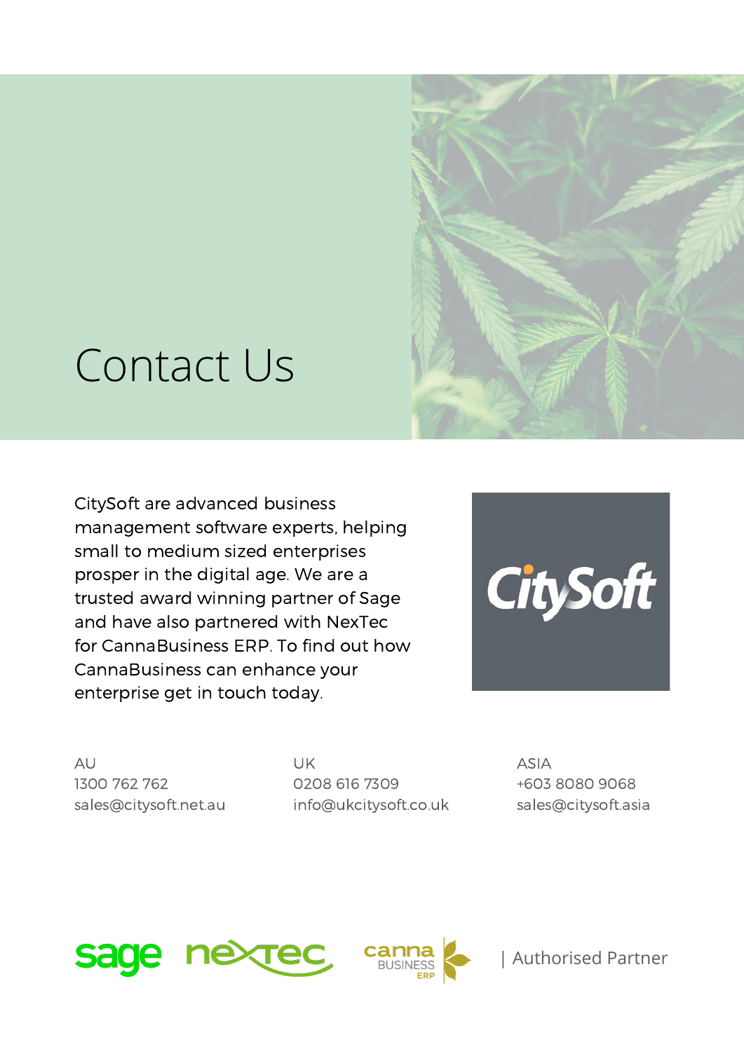# Contact Us

CitySoft are advanced business management software experts, helping small to medium sized enterprises prosper in the digital age. We are a trusted award winning partner of Sage and have also partnered with NexTec for CannaBusiness ERP. To find out how CannaBusiness can enhance your enterprise get in touch today.

AU
1300 762 762
sales@citysoft.net.au

UK
0208 616 7309
info@ukcitysoft.co.uk

ASIA
+603 8080 9068
sales@citysoft.asia

| Authorised Partner